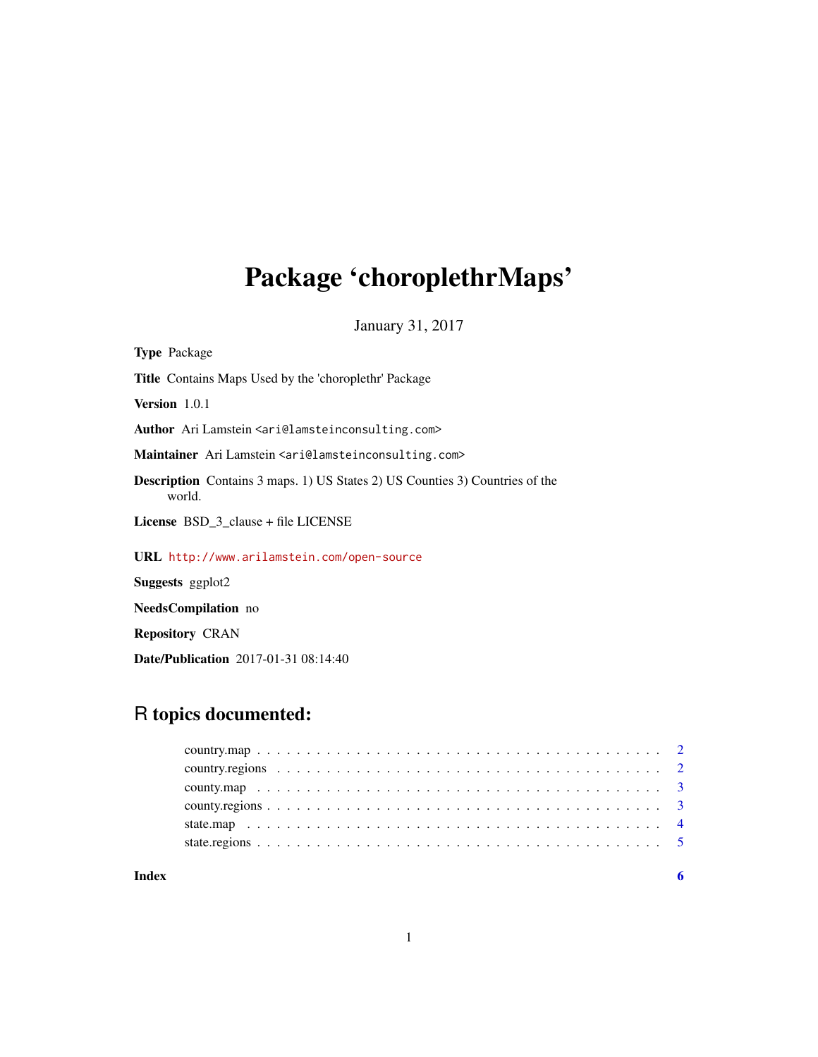# Package 'choroplethrMaps'

January 31, 2017

**Type** Package

**Title** Contains Maps Used by the 'choroplethr' Package

**Version** 1.0.1

**Author** Ari Lamstein <ari@lamsteinconsulting.com>

**Maintainer** Ari Lamstein <ari@lamsteinconsulting.com>

**Description** Contains 3 maps. 1) US States 2) US Counties 3) Countries of the world.

**License** BSD_3_clause + file LICENSE

**URL** http://www.arilamstein.com/open-source

**Suggests** ggplot2

**NeedsCompilation** no

**Repository** CRAN

**Date/Publication** 2017-01-31 08:14:40

## R topics documented:

- country.map . . . . . . . . . . . . . . . . . . . . . . . . . . . . . . . . . . . . . . . . . . 2
- country.regions . . . . . . . . . . . . . . . . . . . . . . . . . . . . . . . . . . . . . . . . 2
- county.map . . . . . . . . . . . . . . . . . . . . . . . . . . . . . . . . . . . . . . . . . . 3
- county.regions . . . . . . . . . . . . . . . . . . . . . . . . . . . . . . . . . . . . . . . . 3
- state.map . . . . . . . . . . . . . . . . . . . . . . . . . . . . . . . . . . . . . . . . . . . 4
- state.regions . . . . . . . . . . . . . . . . . . . . . . . . . . . . . . . . . . . . . . . . . 5

**Index** 6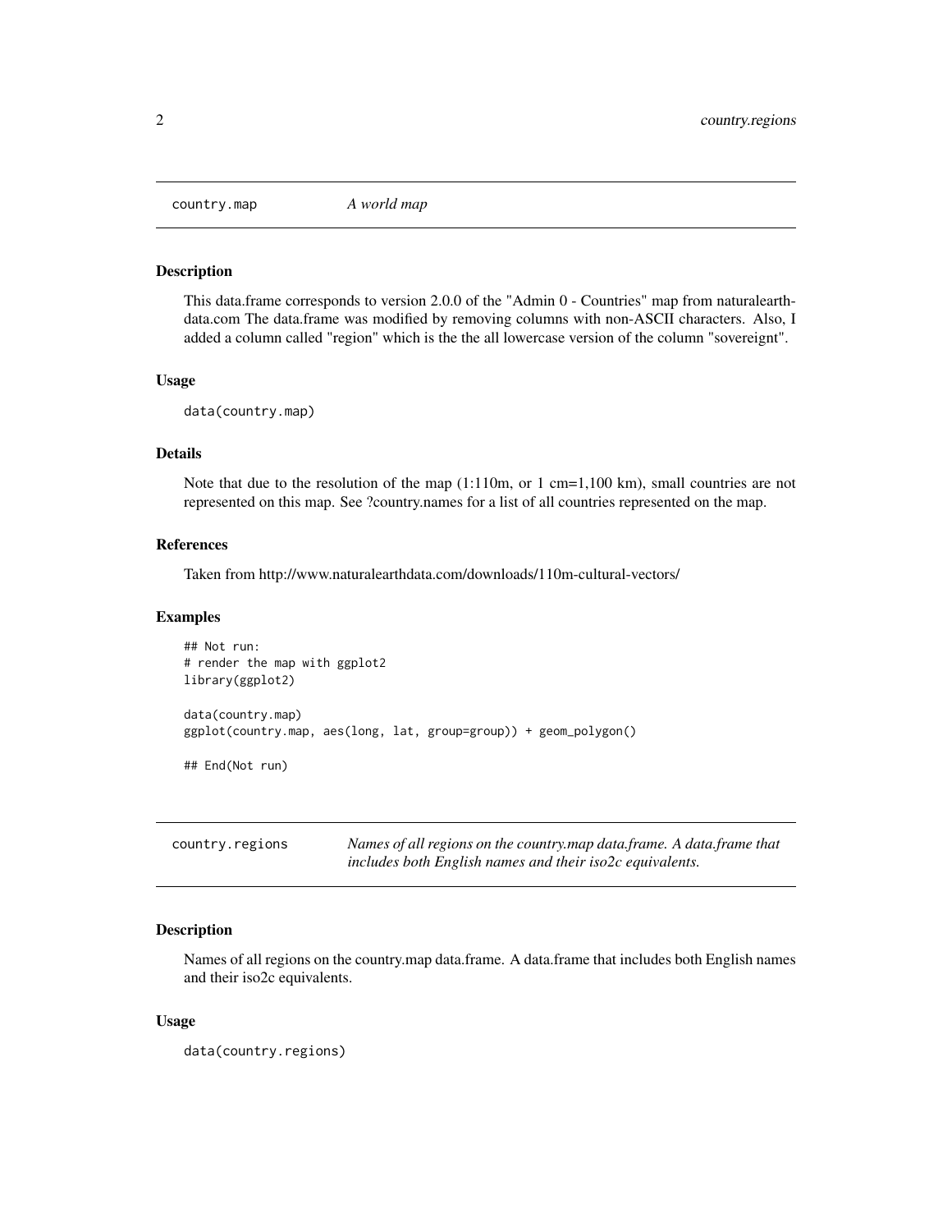## country.map — *A world map*

### Description

This data.frame corresponds to version 2.0.0 of the "Admin 0 - Countries" map from naturalearthdata.com The data.frame was modified by removing columns with non-ASCII characters. Also, I added a column called "region" which is the the all lowercase version of the column "sovereignt".

### Usage

```
data(country.map)
```

### Details

Note that due to the resolution of the map (1:110m, or 1 cm=1,100 km), small countries are not represented on this map. See ?country.names for a list of all countries represented on the map.

### References

Taken from http://www.naturalearthdata.com/downloads/110m-cultural-vectors/

### Examples

```
## Not run:
# render the map with ggplot2
library(ggplot2)

data(country.map)
ggplot(country.map, aes(long, lat, group=group)) + geom_polygon()

## End(Not run)
```

## country.regions — *Names of all regions on the country.map data.frame. A data.frame that includes both English names and their iso2c equivalents.*

### Description

Names of all regions on the country.map data.frame. A data.frame that includes both English names and their iso2c equivalents.

### Usage

```
data(country.regions)
```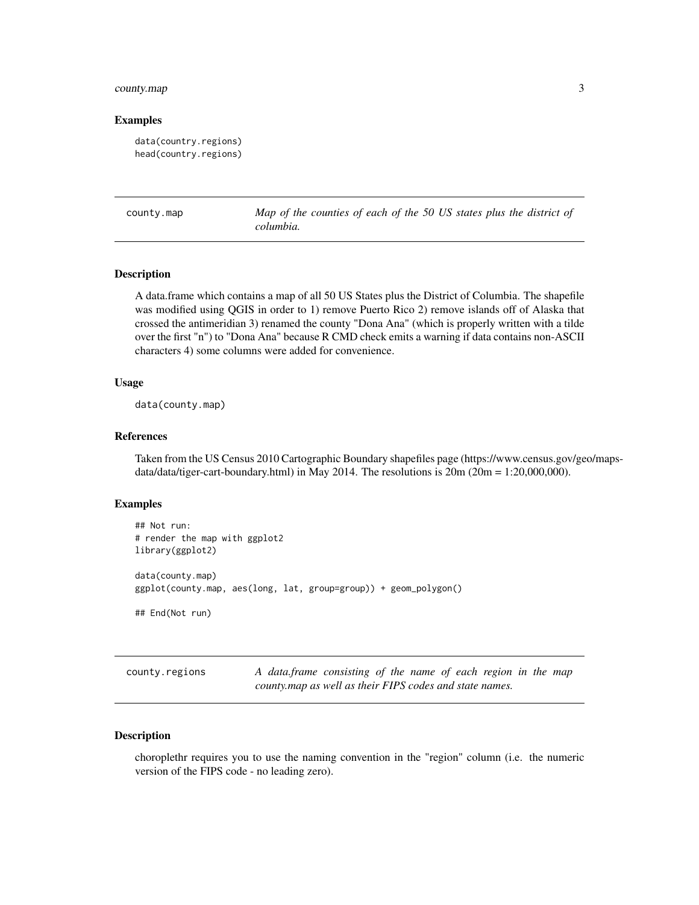### Examples

```
data(country.regions)
head(country.regions)
```

---

## county.map — *Map of the counties of each of the 50 US states plus the district of columbia.*

### Description

A data.frame which contains a map of all 50 US States plus the District of Columbia. The shapefile was modified using QGIS in order to 1) remove Puerto Rico 2) remove islands off of Alaska that crossed the antimeridian 3) renamed the county "Dona Ana" (which is properly written with a tilde over the first "n") to "Dona Ana" because R CMD check emits a warning if data contains non-ASCII characters 4) some columns were added for convenience.

### Usage

```
data(county.map)
```

### References

Taken from the US Census 2010 Cartographic Boundary shapefiles page (https://www.census.gov/geo/maps-data/data/tiger-cart-boundary.html) in May 2014. The resolutions is 20m (20m = 1:20,000,000).

### Examples

```
## Not run:
# render the map with ggplot2
library(ggplot2)

data(county.map)
ggplot(county.map, aes(long, lat, group=group)) + geom_polygon()

## End(Not run)
```

---

## county.regions — *A data.frame consisting of the name of each region in the map county.map as well as their FIPS codes and state names.*

### Description

choroplethr requires you to use the naming convention in the "region" column (i.e. the numeric version of the FIPS code - no leading zero).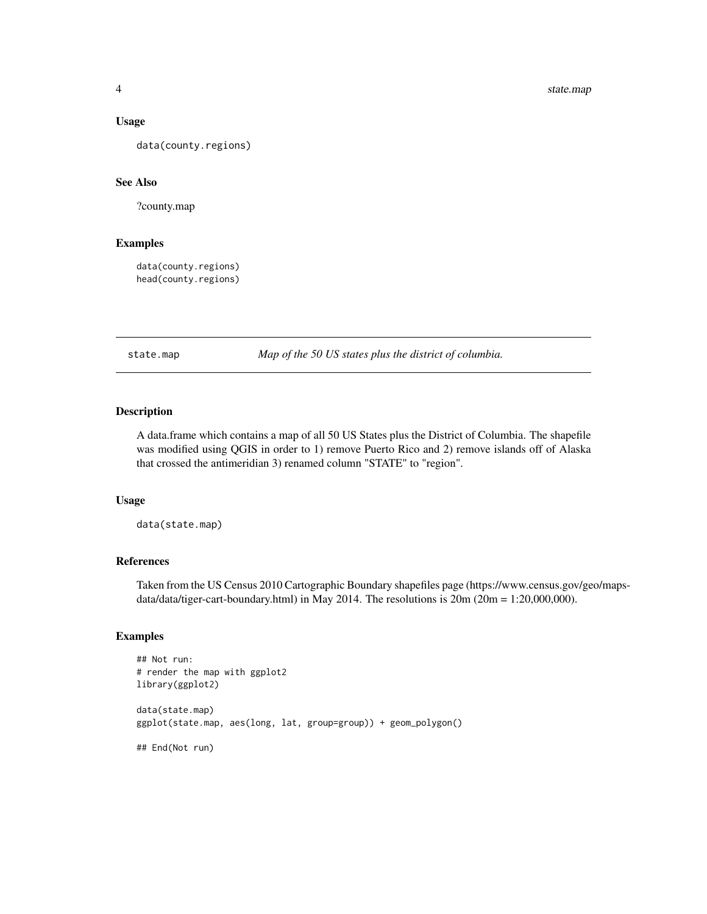### Usage

```
data(county.regions)
```

### See Also

?county.map

### Examples

```
data(county.regions)
head(county.regions)
```

---

## state.map — *Map of the 50 US states plus the district of columbia.*

---

### Description

A data.frame which contains a map of all 50 US States plus the District of Columbia. The shapefile was modified using QGIS in order to 1) remove Puerto Rico and 2) remove islands off of Alaska that crossed the antimeridian 3) renamed column "STATE" to "region".

### Usage

```
data(state.map)
```

### References

Taken from the US Census 2010 Cartographic Boundary shapefiles page (https://www.census.gov/geo/maps-data/data/tiger-cart-boundary.html) in May 2014. The resolutions is 20m (20m = 1:20,000,000).

### Examples

```
## Not run:
# render the map with ggplot2
library(ggplot2)

data(state.map)
ggplot(state.map, aes(long, lat, group=group)) + geom_polygon()

## End(Not run)
```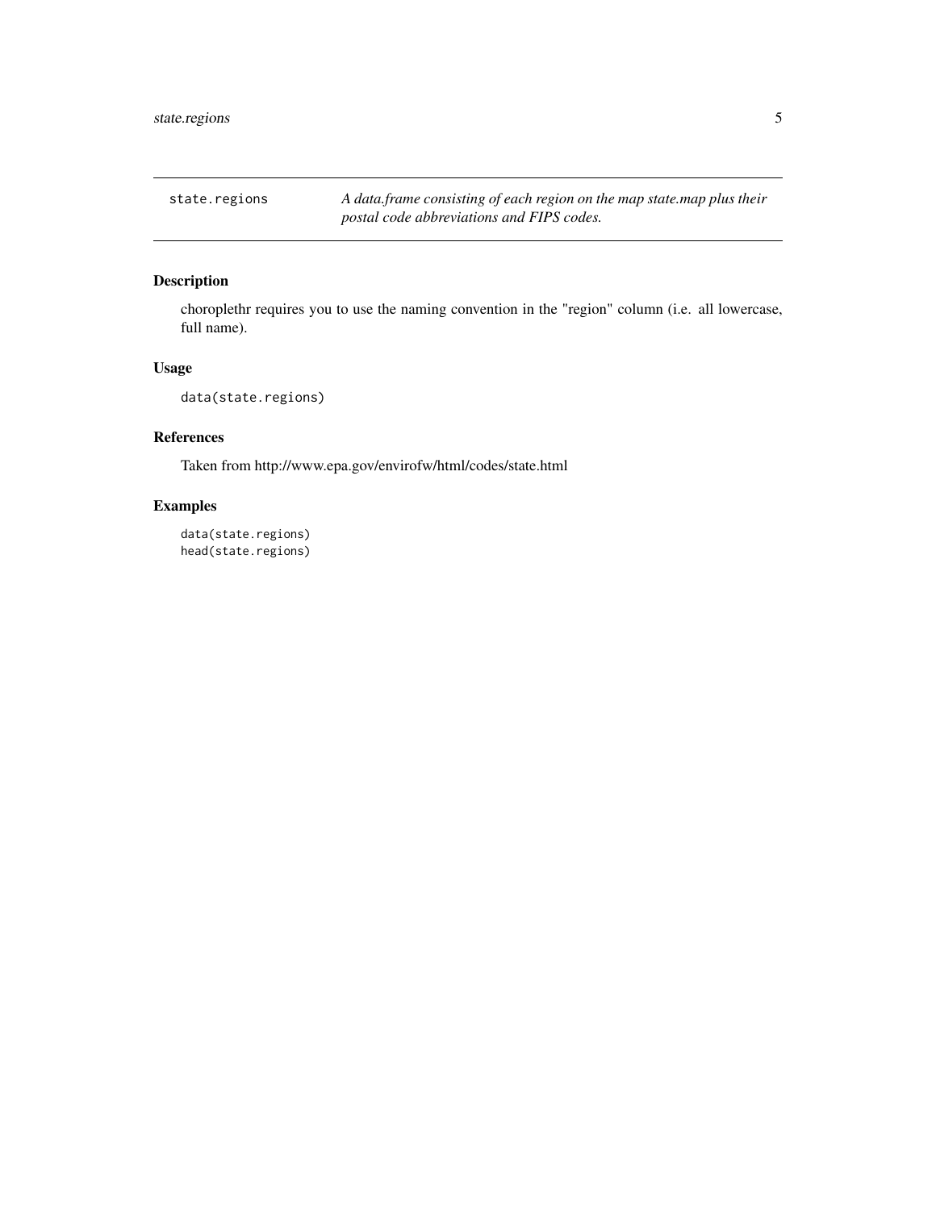## state.regions

*A data.frame consisting of each region on the map state.map plus their postal code abbreviations and FIPS codes.*

### Description

choroplethr requires you to use the naming convention in the "region" column (i.e. all lowercase, full name).

### Usage

```
data(state.regions)
```

### References

Taken from http://www.epa.gov/envirofw/html/codes/state.html

### Examples

```
data(state.regions)
head(state.regions)
```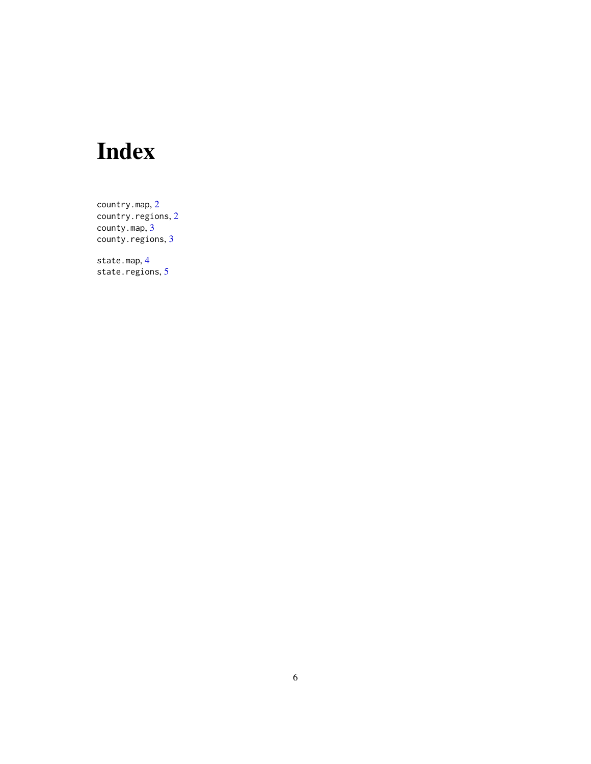# Index

country.map, 2
country.regions, 2
county.map, 3
county.regions, 3

state.map, 4
state.regions, 5